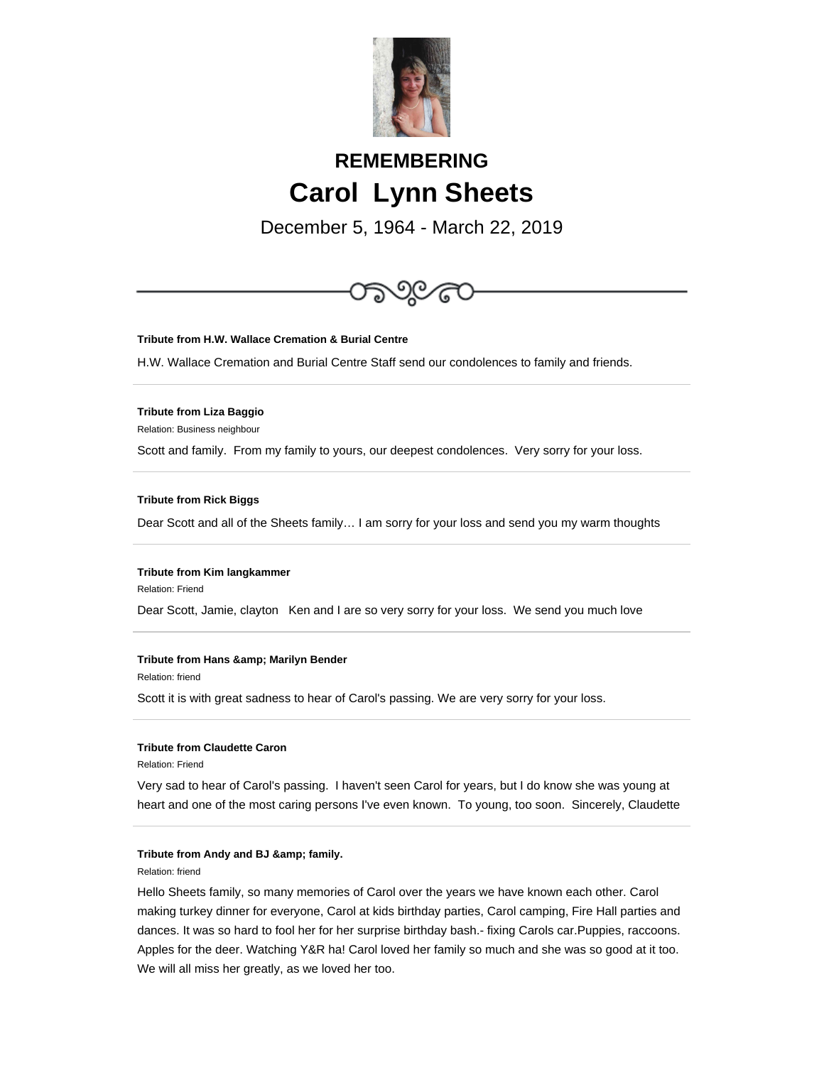# REMEMBERING

# Carol Lynn Sheets

December 5, 1964 - March 22, 2019

---

**Tribute from H.W. Wallace Cremation & Burial Centre**

H.W. Wallace Cremation and Burial Centre Staff send our condolences to family and friends.

---

**Tribute from Liza Baggio**

Relation: Business neighbour

Scott and family. From my family to yours, our deepest condolences. Very sorry for your loss.

---

**Tribute from Rick Biggs**

Dear Scott and all of the Sheets family… I am sorry for your loss and send you my warm thoughts

---

**Tribute from Kim langkammer**

Relation: Friend

Dear Scott, Jamie, clayton Ken and I are so very sorry for your loss. We send you much love

---

**Tribute from Hans &amp; Marilyn Bender**

Relation: friend

Scott it is with great sadness to hear of Carol's passing. We are very sorry for your loss.

---

**Tribute from Claudette Caron**

Relation: Friend

Very sad to hear of Carol's passing. I haven't seen Carol for years, but I do know she was young at heart and one of the most caring persons I've even known. To young, too soon. Sincerely, Claudette

---

**Tribute from Andy and BJ &amp; family.**

Relation: friend

Hello Sheets family, so many memories of Carol over the years we have known each other. Carol making turkey dinner for everyone, Carol at kids birthday parties, Carol camping, Fire Hall parties and dances. It was so hard to fool her for her surprise birthday bash.- fixing Carols car.Puppies, raccoons. Apples for the deer. Watching Y&R ha! Carol loved her family so much and she was so good at it too. We will all miss her greatly, as we loved her too.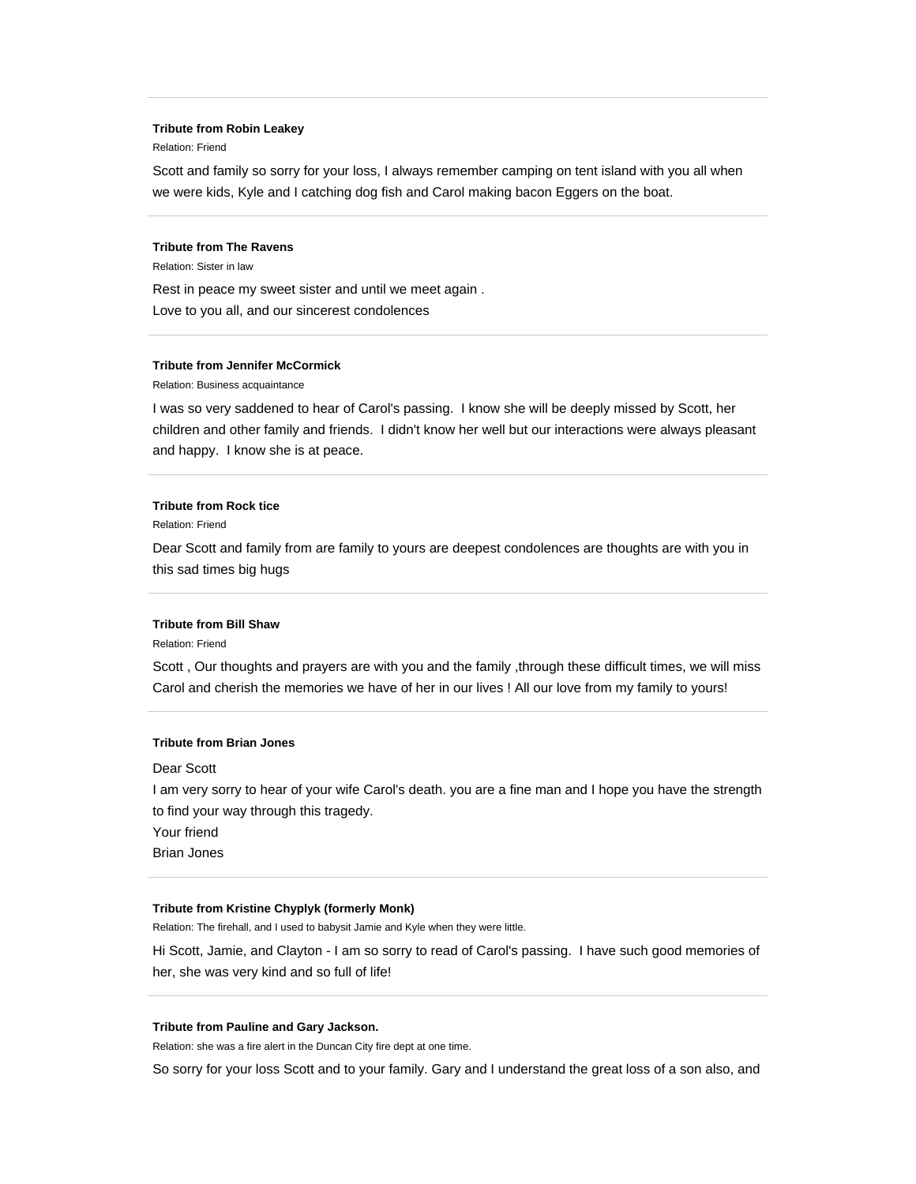---

**Tribute from Robin Leakey**

Relation: Friend

Scott and family so sorry for your loss, I always remember camping on tent island with you all when we were kids, Kyle and I catching dog fish and Carol making bacon Eggers on the boat.

---

**Tribute from The Ravens**

Relation: Sister in law

Rest in peace my sweet sister and until we meet again .
Love to you all, and our sincerest condolences

---

**Tribute from Jennifer McCormick**

Relation: Business acquaintance

I was so very saddened to hear of Carol's passing. I know she will be deeply missed by Scott, her children and other family and friends. I didn't know her well but our interactions were always pleasant and happy. I know she is at peace.

---

**Tribute from Rock tice**

Relation: Friend

Dear Scott and family from are family to yours are deepest condolences are thoughts are with you in this sad times big hugs

---

**Tribute from Bill Shaw**

Relation: Friend

Scott , Our thoughts and prayers are with you and the family ,through these difficult times, we will miss Carol and cherish the memories we have of her in our lives ! All our love from my family to yours!

---

**Tribute from Brian Jones**

Dear Scott
I am very sorry to hear of your wife Carol's death. you are a fine man and I hope you have the strength to find your way through this tragedy.
Your friend
Brian Jones

---

**Tribute from Kristine Chyplyk (formerly Monk)**

Relation: The firehall, and I used to babysit Jamie and Kyle when they were little.

Hi Scott, Jamie, and Clayton - I am so sorry to read of Carol's passing. I have such good memories of her, she was very kind and so full of life!

---

**Tribute from Pauline and Gary Jackson.**

Relation: she was a fire alert in the Duncan City fire dept at one time.

So sorry for your loss Scott and to your family. Gary and I understand the great loss of a son also, and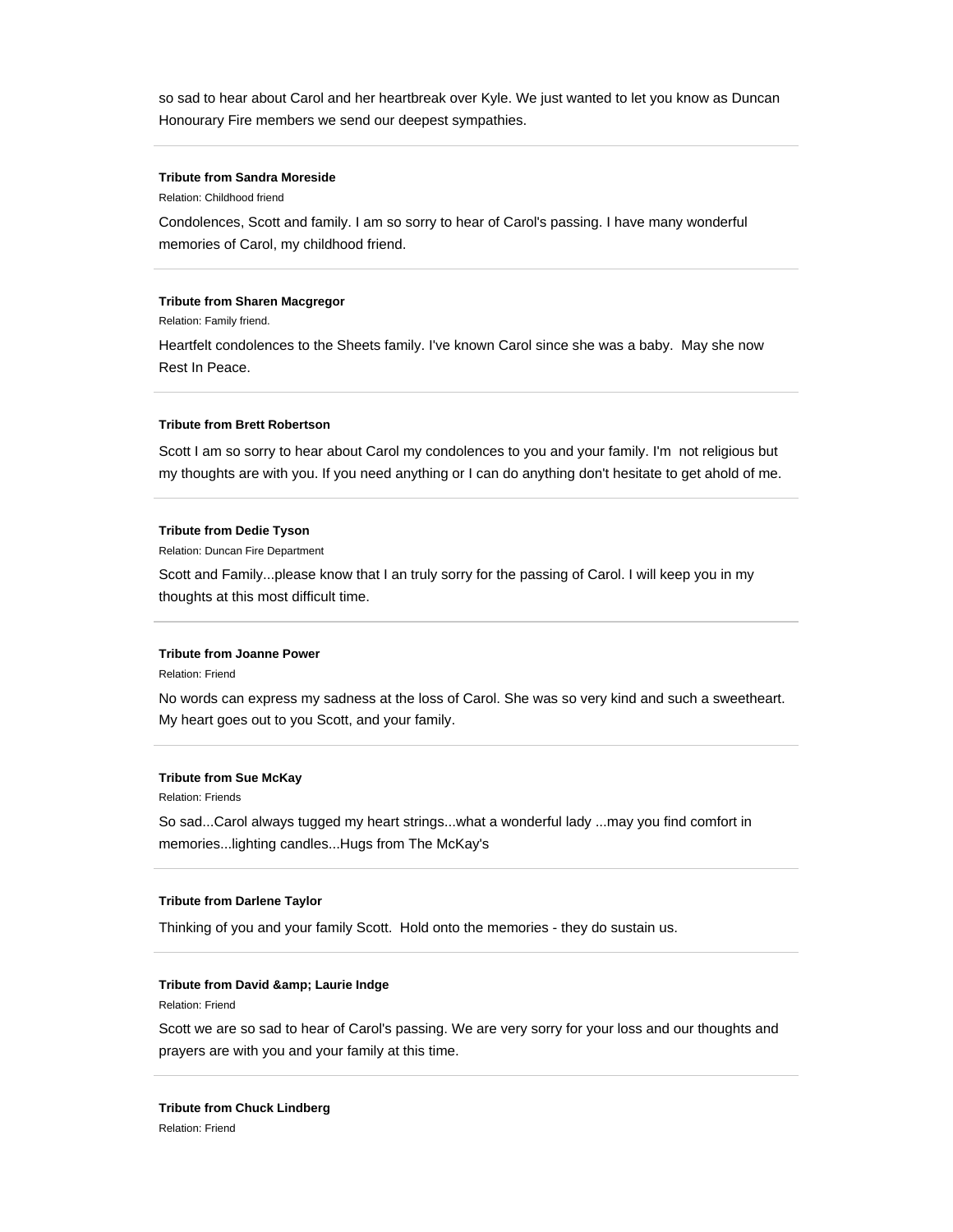so sad to hear about Carol and her heartbreak over Kyle. We just wanted to let you know as Duncan Honouráry Fire members we send our deepest sympathies.

---

**Tribute from Sandra Moreside**

Relation: Childhood friend

Condolences, Scott and family. I am so sorry to hear of Carol's passing. I have many wonderful memories of Carol, my childhood friend.

---

**Tribute from Sharen Macgregor**

Relation: Family friend.

Heartfelt condolences to the Sheets family. I've known Carol since she was a baby. May she now Rest In Peace.

---

**Tribute from Brett Robertson**

Scott I am so sorry to hear about Carol my condolences to you and your family. I'm not religious but my thoughts are with you. If you need anything or I can do anything don't hesitate to get ahold of me.

---

**Tribute from Dedie Tyson**

Relation: Duncan Fire Department

Scott and Family...please know that I an truly sorry for the passing of Carol. I will keep you in my thoughts at this most difficult time.

---

**Tribute from Joanne Power**

Relation: Friend

No words can express my sadness at the loss of Carol. She was so very kind and such a sweetheart. My heart goes out to you Scott, and your family.

---

**Tribute from Sue McKay**

Relation: Friends

So sad...Carol always tugged my heart strings...what a wonderful lady ...may you find comfort in memories...lighting candles...Hugs from The McKay's

---

**Tribute from Darlene Taylor**

Thinking of you and your family Scott. Hold onto the memories - they do sustain us.

---

**Tribute from David &amp; Laurie Indge**

Relation: Friend

Scott we are so sad to hear of Carol's passing. We are very sorry for your loss and our thoughts and prayers are with you and your family at this time.

---

**Tribute from Chuck Lindberg**

Relation: Friend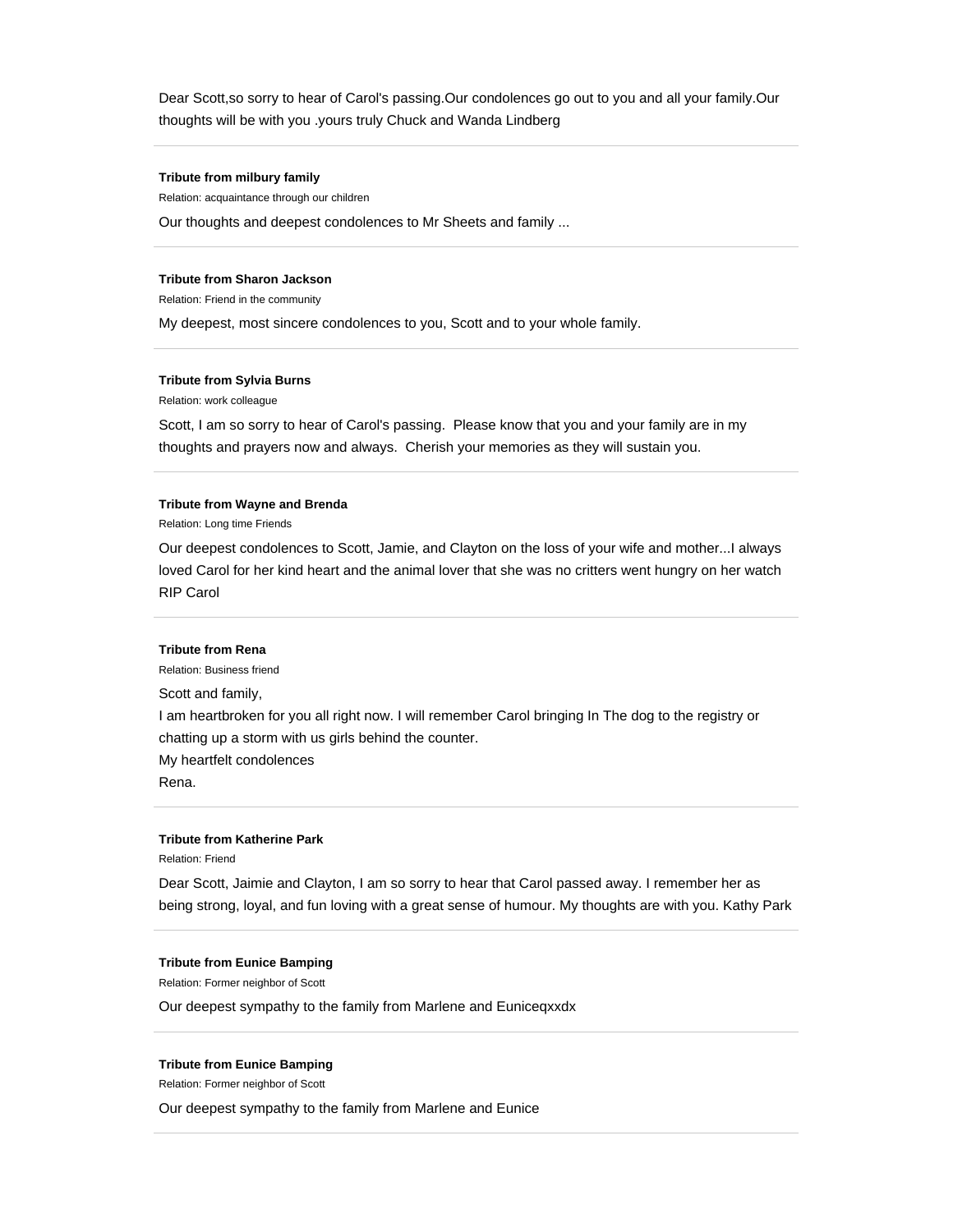Dear Scott,so sorry to hear of Carol's passing.Our condolences go out to you and all your family.Our thoughts will be with you .yours truly Chuck and Wanda Lindberg

---

**Tribute from milbury family**

Relation: acquaintance through our children

Our thoughts and deepest condolences to Mr Sheets and family ...

---

**Tribute from Sharon Jackson**

Relation: Friend in the community

My deepest, most sincere condolences to you, Scott and to your whole family.

---

**Tribute from Sylvia Burns**

Relation: work colleague

Scott, I am so sorry to hear of Carol's passing. Please know that you and your family are in my thoughts and prayers now and always. Cherish your memories as they will sustain you.

---

**Tribute from Wayne and Brenda**

Relation: Long time Friends

Our deepest condolences to Scott, Jamie, and Clayton on the loss of your wife and mother...I always loved Carol for her kind heart and the animal lover that she was no critters went hungry on her watch RIP Carol

---

**Tribute from Rena**

Relation: Business friend

Scott and family,
I am heartbroken for you all right now. I will remember Carol bringing In The dog to the registry or chatting up a storm with us girls behind the counter.
My heartfelt condolences
Rena.

---

**Tribute from Katherine Park**

Relation: Friend

Dear Scott, Jaimie and Clayton, I am so sorry to hear that Carol passed away. I remember her as being strong, loyal, and fun loving with a great sense of humour. My thoughts are with you. Kathy Park

---

**Tribute from Eunice Bamping**

Relation: Former neighbor of Scott

Our deepest sympathy to the family from Marlene and Euniceqxxdx

---

**Tribute from Eunice Bamping**

Relation: Former neighbor of Scott

Our deepest sympathy to the family from Marlene and Eunice

---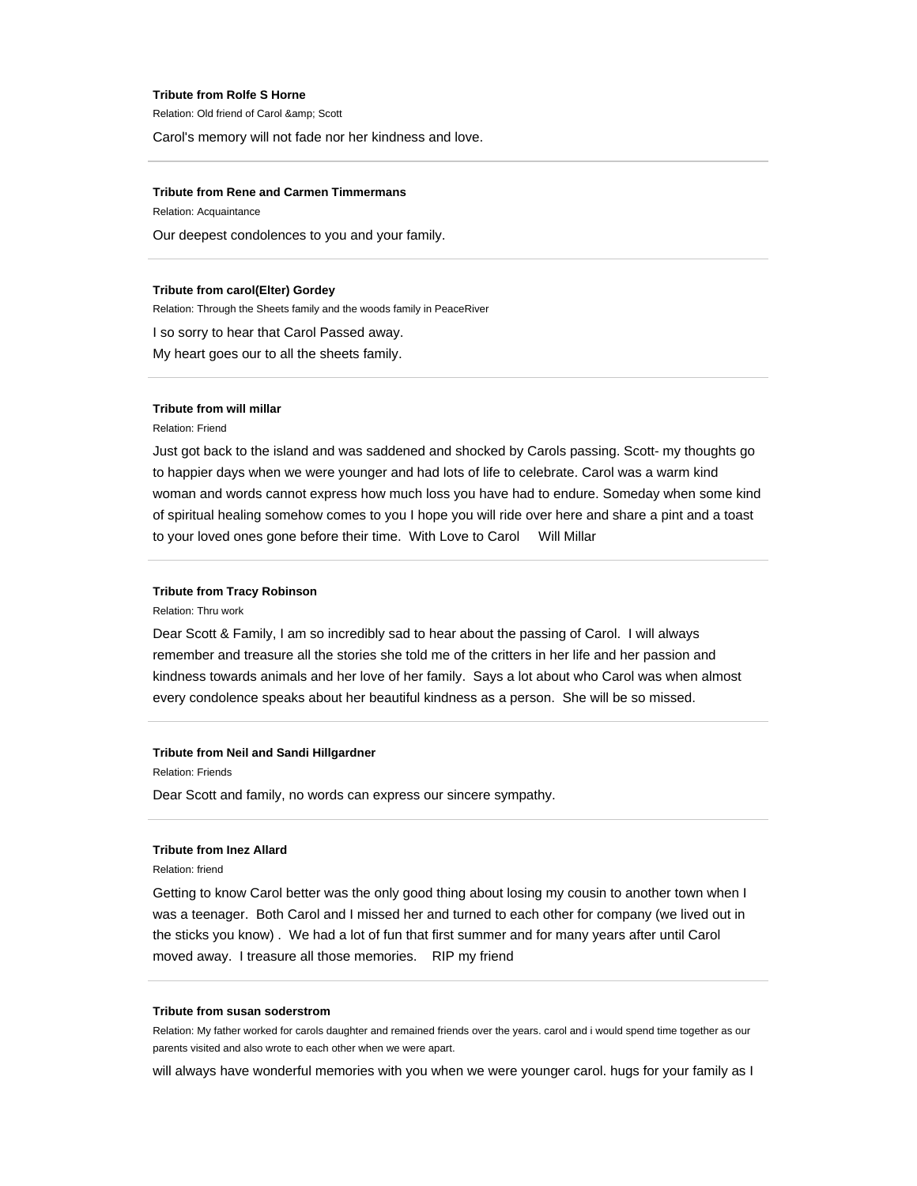**Tribute from Rolfe S Horne**

Relation: Old friend of Carol &amp; Scott

Carol's memory will not fade nor her kindness and love.

---

**Tribute from Rene and Carmen Timmermans**

Relation: Acquaintance

Our deepest condolences to you and your family.

---

**Tribute from carol(Elter) Gordey**

Relation: Through the Sheets family and the woods family in PeaceRiver

I so sorry to hear that Carol Passed away.
My heart goes our to all the sheets family.

---

**Tribute from will millar**

Relation: Friend

Just got back to the island and was saddened and shocked by Carols passing. Scott- my thoughts go to happier days when we were younger and had lots of life to celebrate. Carol was a warm kind woman and words cannot express how much loss you have had to endure. Someday when some kind of spiritual healing somehow comes to you I hope you will ride over here and share a pint and a toast to your loved ones gone before their time. With Love to Carol Will Millar

---

**Tribute from Tracy Robinson**

Relation: Thru work

Dear Scott & Family, I am so incredibly sad to hear about the passing of Carol. I will always remember and treasure all the stories she told me of the critters in her life and her passion and kindness towards animals and her love of her family. Says a lot about who Carol was when almost every condolence speaks about her beautiful kindness as a person. She will be so missed.

---

**Tribute from Neil and Sandi Hillgardner**

Relation: Friends

Dear Scott and family, no words can express our sincere sympathy.

---

**Tribute from Inez Allard**

Relation: friend

Getting to know Carol better was the only good thing about losing my cousin to another town when I was a teenager. Both Carol and I missed her and turned to each other for company (we lived out in the sticks you know) . We had a lot of fun that first summer and for many years after until Carol moved away. I treasure all those memories. RIP my friend

---

**Tribute from susan soderstrom**

Relation: My father worked for carols daughter and remained friends over the years. carol and i would spend time together as our parents visited and also wrote to each other when we were apart.

will always have wonderful memories with you when we were younger carol. hugs for your family as I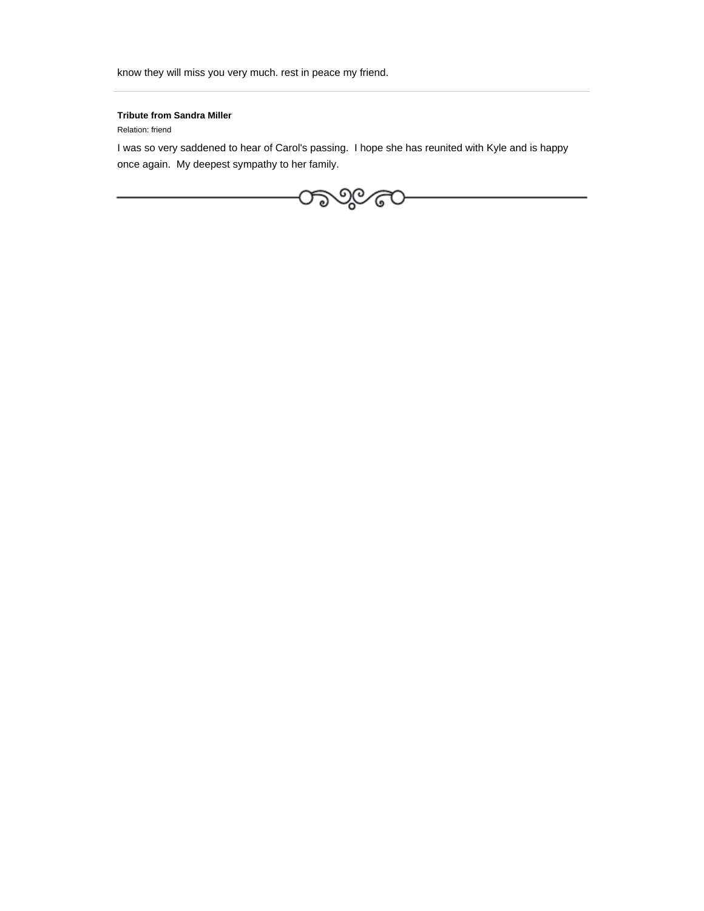know they will miss you very much. rest in peace my friend.

---

**Tribute from Sandra Miller**

Relation: friend

I was so very saddened to hear of Carol's passing. I hope she has reunited with Kyle and is happy once again. My deepest sympathy to her family.